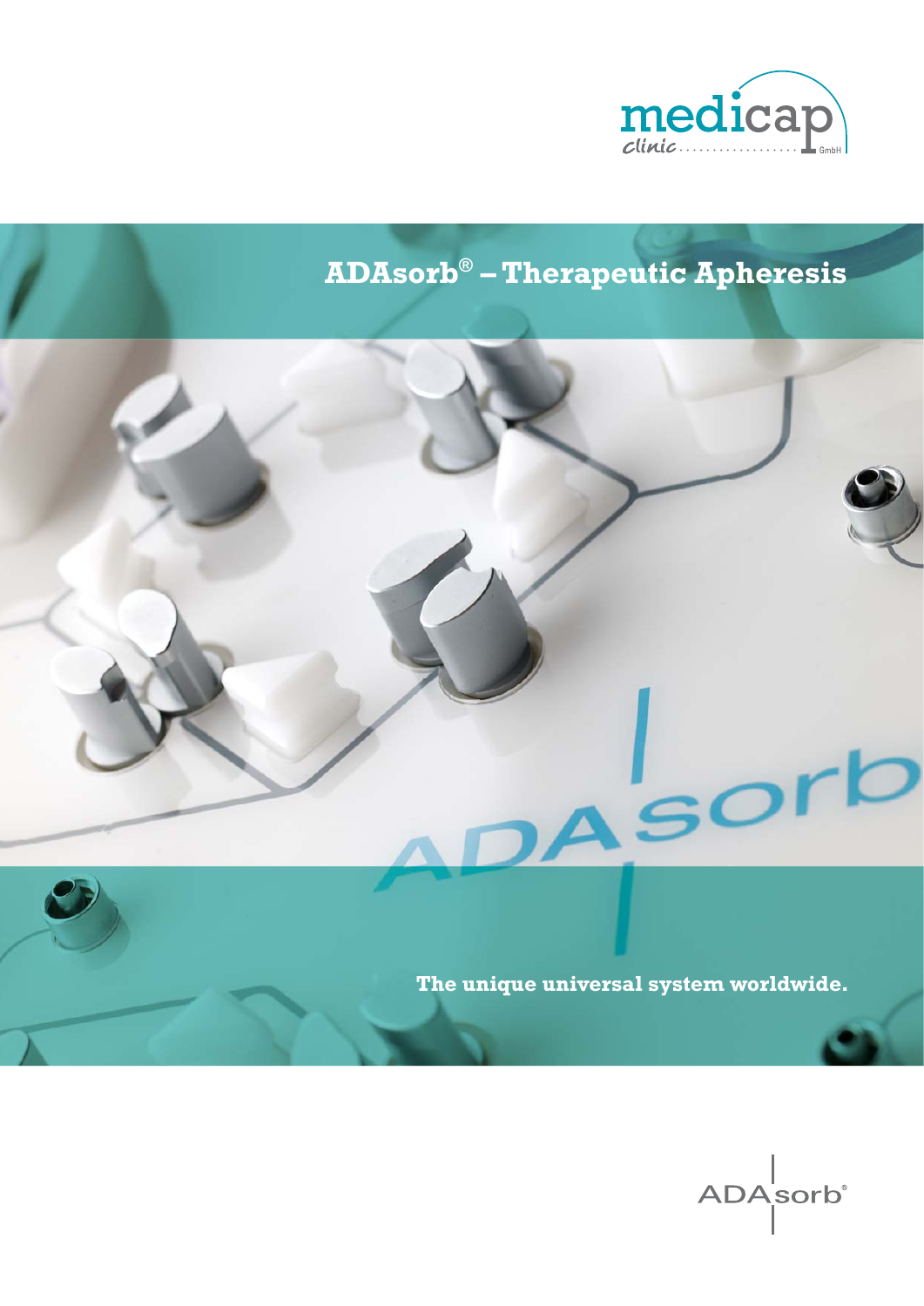medicap clinic GmbH

# ADAsorb® – Therapeutic Apheresis

**The unique universal system worldwide.**

ADAsorb®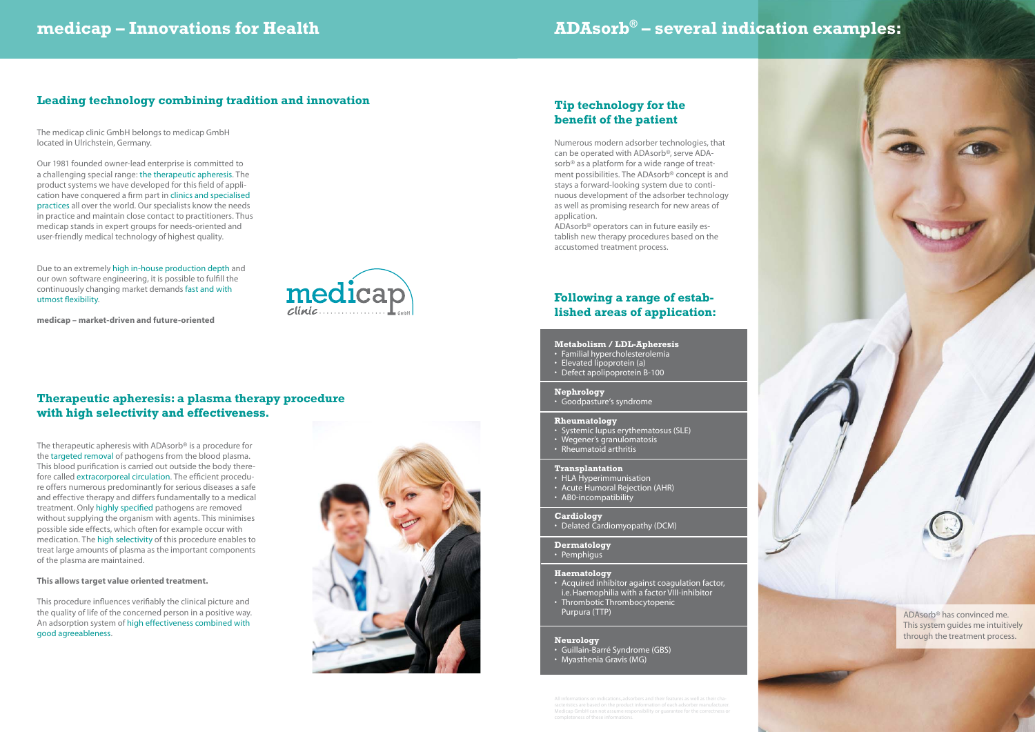# medicap – Innovations for Health

## Leading technology combining tradition and innovation

The medicap clinic GmbH belongs to medicap GmbH located in Ulrichstein, Germany.

Our 1981 founded owner-lead enterprise is committed to a challenging special range: the therapeutic apheresis. The product systems we have developed for this field of application have conquered a firm part in clinics and specialised practices all over the world. Our specialists know the needs in practice and maintain close contact to practitioners. Thus medicap stands in expert groups for needs-oriented and user-friendly medical technology of highest quality.

Due to an extremely high in-house production depth and our own software engineering, it is possible to fulfill the continuously changing market demands fast and with utmost flexibility.

**medicap – market-driven and future-oriented**

medicap clinic GmbH

## Therapeutic apheresis: a plasma therapy procedure with high selectivity and effectiveness.

The therapeutic apheresis with ADAsorb® is a procedure for the targeted removal of pathogens from the blood plasma. This blood purification is carried out outside the body therefore called extracorporeal circulation. The efficient procedure offers numerous predominantly for serious diseases a safe and effective therapy and differs fundamentally to a medical treatment. Only highly specified pathogens are removed without supplying the organism with agents. This minimises possible side effects, which often for example occur with medication. The high selectivity of this procedure enables to treat large amounts of plasma as the important components of the plasma are maintained.

**This allows target value oriented treatment.**

This procedure influences verifiably the clinical picture and the quality of life of the concerned person in a positive way. An adsorption system of high effectiveness combined with good agreeableness.

# ADAsorb® – several indication examples:

## Tip technology for the benefit of the patient

Numerous modern adsorber technologies, that can be operated with ADAsorb®, serve ADAsorb® as a platform for a wide range of treatment possibilities. The ADAsorb® concept is and stays a forward-looking system due to continuous development of the adsorber technology as well as promising research for new areas of application.
ADAsorb® operators can in future easily establish new therapy procedures based on the accustomed treatment process.

## Following a range of established areas of application:

**Metabolism / LDL-Apheresis**
- Familial hypercholesterolemia
- Elevated lipoprotein (a)
- Defect apolipoprotein B-100

**Nephrology**
- Goodpasture's syndrome

**Rheumatology**
- Systemic lupus erythematosus (SLE)
- Wegener's granulomatosis
- Rheumatoid arthritis

**Transplantation**
- HLA Hyperimmunisation
- Acute Humoral Rejection (AHR)
- AB0-incompatibility

**Cardiology**
- Delated Cardiomyopathy (DCM)

**Dermatology**
- Pemphigus

**Haematology**
- Acquired inhibitor against coagulation factor, i.e. Haemophilia with a factor VIII-inhibitor
- Thrombotic Thrombocytopenic Purpura (TTP)

**Neurology**
- Guillain-Barré Syndrome (GBS)
- Myasthenia Gravis (MG)

All informations on indications, adsorbers and their features as well as their characteristics are based on the product information of each adsorber manufacturer. Medicap GmbH can not assume responsibility or guarantee for the correctness or completeness of these informations.

ADAsorb® has convinced me. This system guides me intuitively through the treatment process.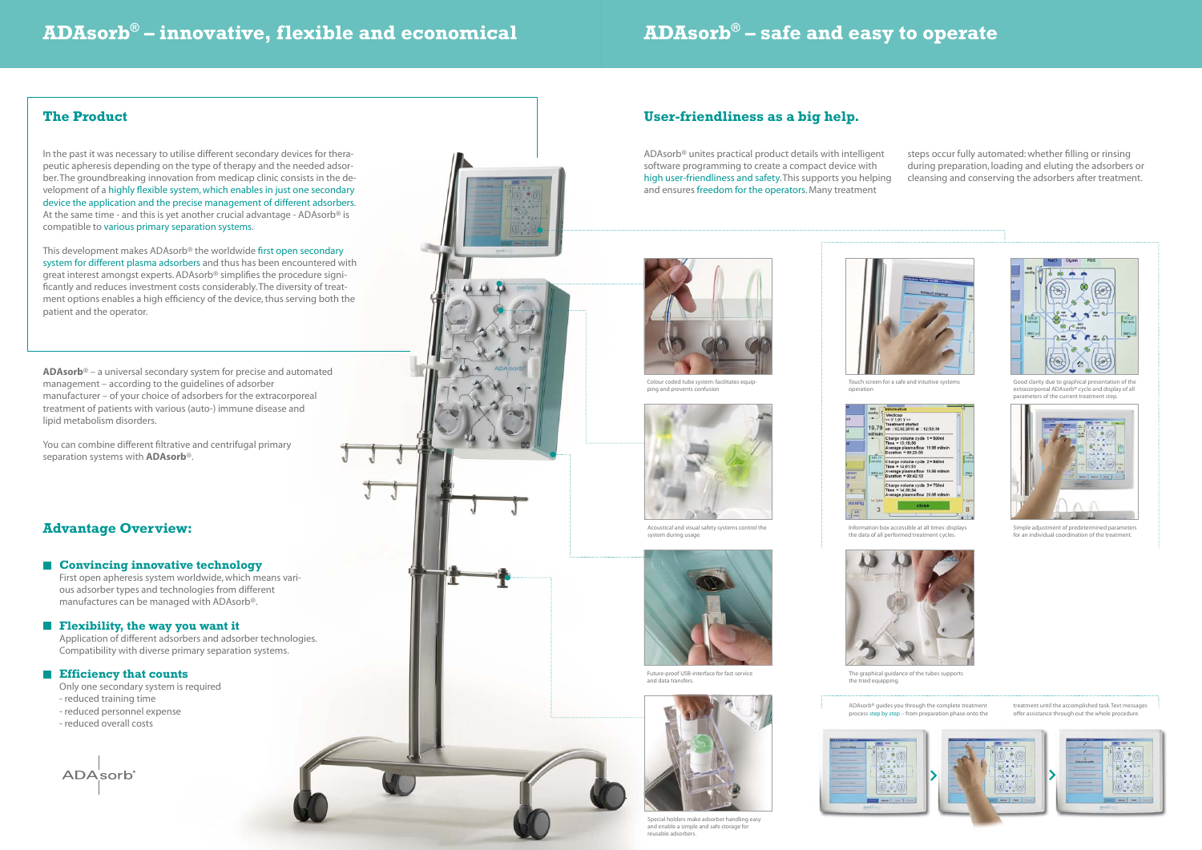# ADAsorb® – innovative, flexible and economical

## The Product

In the past it was necessary to utilise different secondary devices for therapeutic apheresis depending on the type of therapy and the needed adsorber. The groundbreaking innovation from medicap clinic consists in the development of a highly flexible system, which enables in just one secondary device the application and the precise management of different adsorbers. At the same time - and this is yet another crucial advantage - ADAsorb® is compatible to various primary separation systems.

This development makes ADAsorb® the worldwide first open secondary system for different plasma adsorbers and thus has been encountered with great interest amongst experts. ADAsorb® simplifies the procedure significantly and reduces investment costs considerably. The diversity of treatment options enables a high efficiency of the device, thus serving both the patient and the operator.

**ADAsorb**® – a universal secondary system for precise and automated management – according to the guidelines of adsorber manufacturer – of your choice of adsorbers for the extracorporeal treatment of patients with various (auto-) immune disease and lipid metabolism disorders.

You can combine different filtrative and centrifugal primary separation systems with **ADAsorb**®.

## Advantage Overview:

### Convincing innovative technology

First open apheresis system worldwide, which means various adsorber types and technologies from different manufactures can be managed with ADAsorb®.

### Flexibility, the way you want it

Application of different adsorbers and adsorber technologies. Compatibility with diverse primary separation systems.

### Efficiency that counts

Only one secondary system is required
- reduced training time
- reduced personnel expense
- reduced overall costs

# ADAsorb® – safe and easy to operate

## User-friendliness as a big help.

ADAsorb® unites practical product details with intelligent software programming to create a compact device with high user-friendliness and safety. This supports you helping and ensures freedom for the operators. Many treatment steps occur fully automated: whether filling or rinsing during preparation, loading and eluting the adsorbers or cleansing and conserving the adsorbers after treatment.

Colour coded tube system: facilitates equipping and prevents confusion

Acoustical and visual safety systems control the system during usage.

Future-proof USB-interface for fast service and data transfers.

Special holders make adsorber handling easy and enable a simple and safe storage for reusable adsorbers.

Touch screen for a safe and intuitive systems operation

Information box accessible at all times: displays the data of all performed treatment cycles.

The graphical guidance of the tubes supports the tried equipping.

Good clarity due to graphical presentation of the extracorporeal ADAsorb® cycle and display of all parameters of the current treatment step.

Simple adjustment of predetermined parameters for an individual coordination of the treatment.

ADAsorb® guides you through the complete treatment process step by step – from preparation phase onto the treatment until the accomplished task. Text messages offer assistance through out the whole procedure.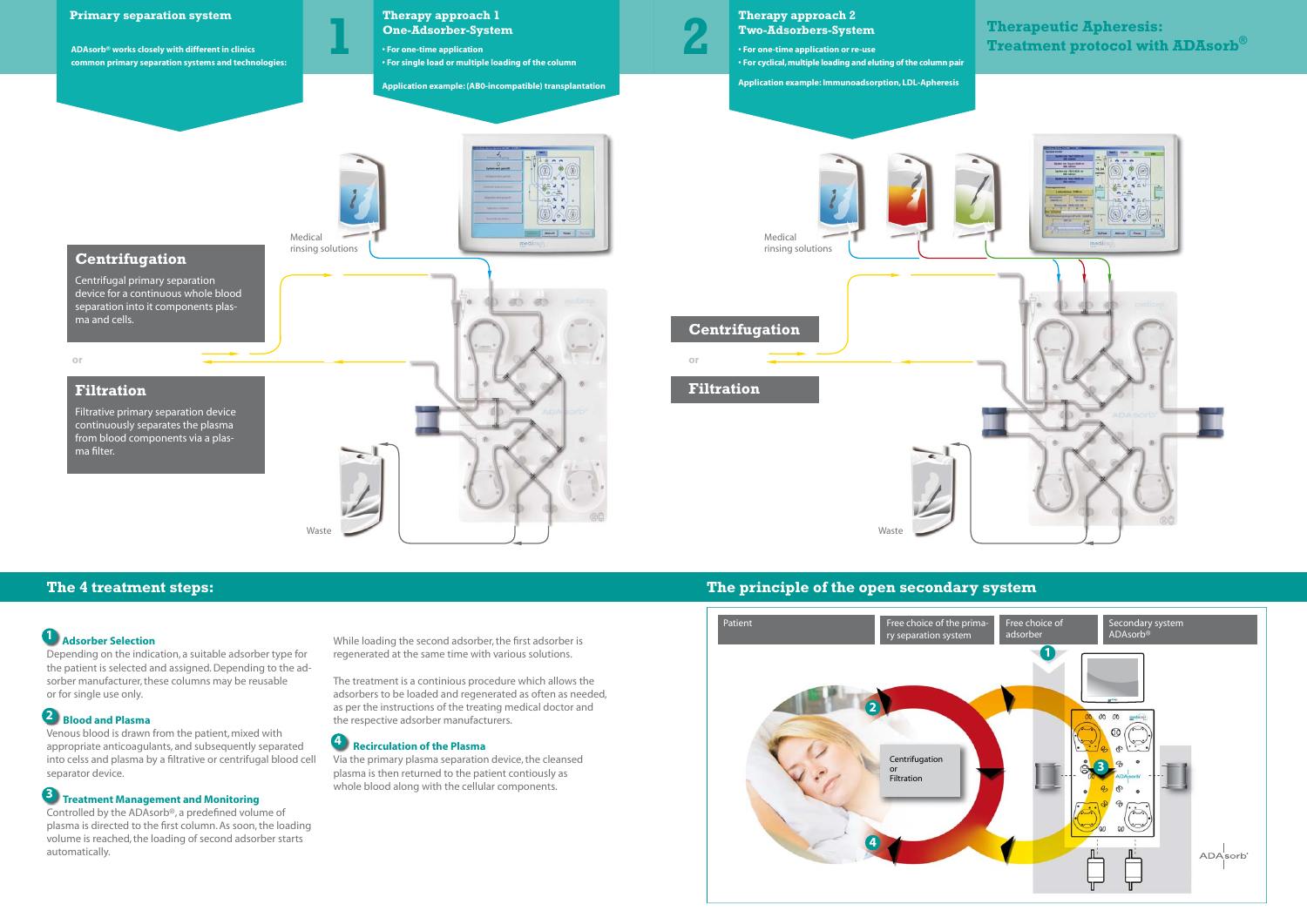## Primary separation system

ADAsorb® works closely with different in clinics common primary separation systems and technologies:

## 1 Therapy approach 1 One-Adsorber-System

- For one-time application
- For single load or multiple loading of the column

Application example: (AB0-incompatible) transplantation

## 2 Therapy approach 2 Two-Adsorbers-System

- For one-time application or re-use
- For cyclical, multiple loading and eluting of the column pair

Application example: Immunoadsorption, LDL-Apheresis

# Therapeutic Apheresis: Treatment protocol with ADAsorb®

Medical rinsing solutions

### Centrifugation

Centrifugal primary separation device for a continuous whole blood separation into it components plasma and cells.

or

### Filtration

Filtrative primary separation device continuously separates the plasma from blood components via a plasma filter.

Waste

Medical rinsing solutions

Centrifugation

or

Filtration

Waste

## The 4 treatment steps:

**1 Adsorber Selection**
Depending on the indication, a suitable adsorber type for the patient is selected and assigned. Depending to the adsorber manufacturer, these columns may be reusable or for single use only.

**2 Blood and Plasma**
Venous blood is drawn from the patient, mixed with appropriate anticoagulants, and subsequently separated into celss and plasma by a filtrative or centrifugal blood cell separator device.

**3 Treatment Management and Monitoring**
Controlled by the ADAsorb®, a predefined volume of plasma is directed to the first column. As soon, the loading volume is reached, the loading of second adsorber starts automatically.

While loading the second adsorber, the first adsorber is regenerated at the same time with various solutions.

The treatment is a continious procedure which allows the adsorbers to be loaded and regenerated as often as needed, as per the instructions of the treating medical doctor and the respective adsorber manufacturers.

**4 Recirculation of the Plasma**
Via the primary plasma separation device, the cleansed plasma is then returned to the patient contiously as whole blood along with the cellular components.

## The principle of the open secondary system

| Patient | Free choice of the primary separation system | Free choice of adsorber | Secondary system ADAsorb® |
|---|---|---|---|

Centrifugation or Filtration

ADAsorb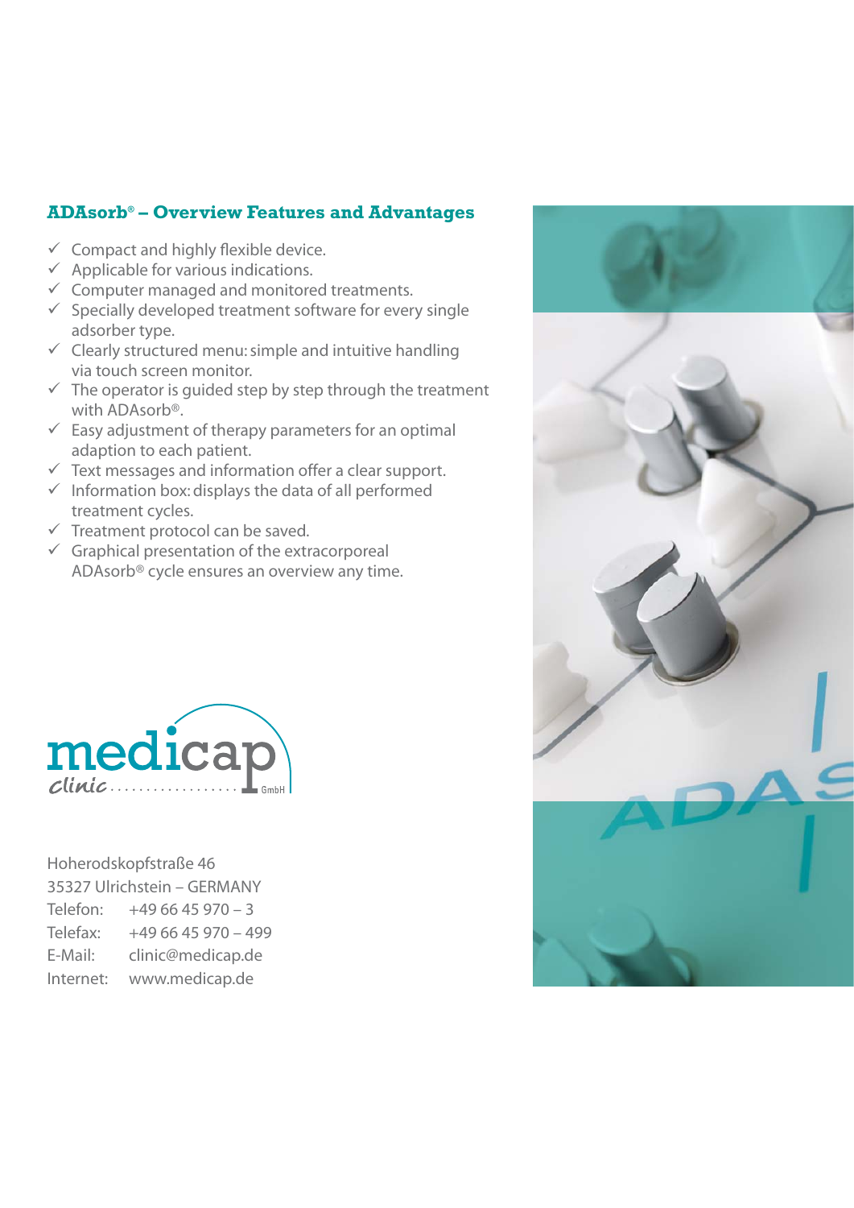## ADAsorb® – Overview Features and Advantages

- ✓ Compact and highly flexible device.
- ✓ Applicable for various indications.
- ✓ Computer managed and monitored treatments.
- ✓ Specially developed treatment software for every single adsorber type.
- ✓ Clearly structured menu: simple and intuitive handling via touch screen monitor.
- ✓ The operator is guided step by step through the treatment with ADAsorb®.
- ✓ Easy adjustment of therapy parameters for an optimal adaption to each patient.
- ✓ Text messages and information offer a clear support.
- ✓ Information box: displays the data of all performed treatment cycles.
- ✓ Treatment protocol can be saved.
- ✓ Graphical presentation of the extracorporeal ADAsorb® cycle ensures an overview any time.

medicap clinic GmbH

Hoherodskopfstraße 46
35327 Ulrichstein – GERMANY

| | |
|---|---|
| Telefon: | +49 66 45 970 – 3 |
| Telefax: | +49 66 45 970 – 499 |
| E-Mail: | clinic@medicap.de |
| Internet: | www.medicap.de |